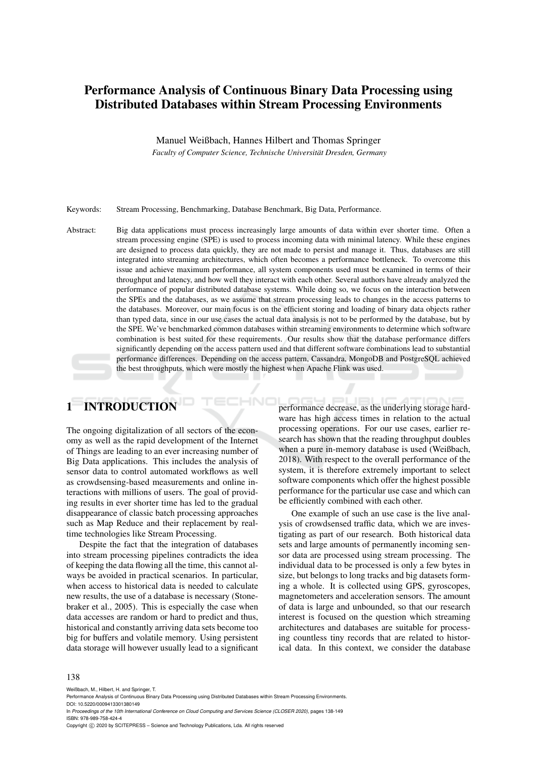# Performance Analysis of Continuous Binary Data Processing using Distributed Databases within Stream Processing Environments

Manuel Weißbach, Hannes Hilbert and Thomas Springer

*Faculty of Computer Science, Technische Universität Dresden, Germany*

Keywords: Stream Processing, Benchmarking, Database Benchmark, Big Data, Performance.

Abstract: Big data applications must process increasingly large amounts of data within ever shorter time. Often a stream processing engine (SPE) is used to process incoming data with minimal latency. While these engines are designed to process data quickly, they are not made to persist and manage it. Thus, databases are still integrated into streaming architectures, which often becomes a performance bottleneck. To overcome this issue and achieve maximum performance, all system components used must be examined in terms of their throughput and latency, and how well they interact with each other. Several authors have already analyzed the performance of popular distributed database systems. While doing so, we focus on the interaction between the SPEs and the databases, as we assume that stream processing leads to changes in the access patterns to the databases. Moreover, our main focus is on the efficient storing and loading of binary data objects rather than typed data, since in our use cases the actual data analysis is not to be performed by the database, but by the SPE. We've benchmarked common databases within streaming environments to determine which software combination is best suited for these requirements. Our results show that the database performance differs significantly depending on the access pattern used and that different software combinations lead to substantial performance differences. Depending on the access pattern, Cassandra, MongoDB and PostgreSQL achieved the best throughputs, which were mostly the highest when Apache Flink was used.

## 1 INTRODUCTION

The ongoing digitalization of all sectors of the economy as well as the rapid development of the Internet of Things are leading to an ever increasing number of Big Data applications. This includes the analysis of sensor data to control automated workflows as well as crowdsensing-based measurements and online interactions with millions of users. The goal of providing results in ever shorter time has led to the gradual disappearance of classic batch processing approaches such as Map Reduce and their replacement by real-time technologies like Stream Processing.

Despite the fact that the integration of databases into stream processing pipelines contradicts the idea of keeping the data flowing all the time, this cannot always be avoided in practical scenarios. In particular, when access to historical data is needed to calculate new results, the use of a database is necessary (Stonebraker et al., 2005). This is especially the case when data accesses are random or hard to predict and thus, historical and constantly arriving data sets become too big for buffers and volatile memory. Using persistent data storage will however usually lead to a significant performance decrease, as the underlying storage hardware has high access times in relation to the actual processing operations. For our use cases, earlier research has shown that the reading throughput doubles when a pure in-memory database is used (Weißbach, 2018). With respect to the overall performance of the system, it is therefore extremely important to select software components which offer the highest possible performance for the particular use case and which can be efficiently combined with each other.

One example of such an use case is the live analysis of crowdsensed traffic data, which we are investigating as part of our research. Both historical data sets and large amounts of permanently incoming sensor data are processed using stream processing. The individual data to be processed is only a few bytes in size, but belongs to long tracks and big datasets forming a whole. It is collected using GPS, gyroscopes, magnetometers and acceleration sensors. The amount of data is large and unbounded, so that our research interest is focused on the question which streaming architectures and databases are suitable for processing countless tiny records that are related to historical data. In this context, we consider the database

Weißbach, M., Hilbert, H. and Springer, T.
Performance Analysis of Continuous Binary Data Processing using Distributed Databases within Stream Processing Environments.
DOI: 10.5220/0009413301380149
In *Proceedings of the 10th International Conference on Cloud Computing and Services Science (CLOSER 2020)*, pages 138-149
ISBN: 978-989-758-424-4
Copyright © 2020 by SCITEPRESS – Science and Technology Publications, Lda. All rights reserved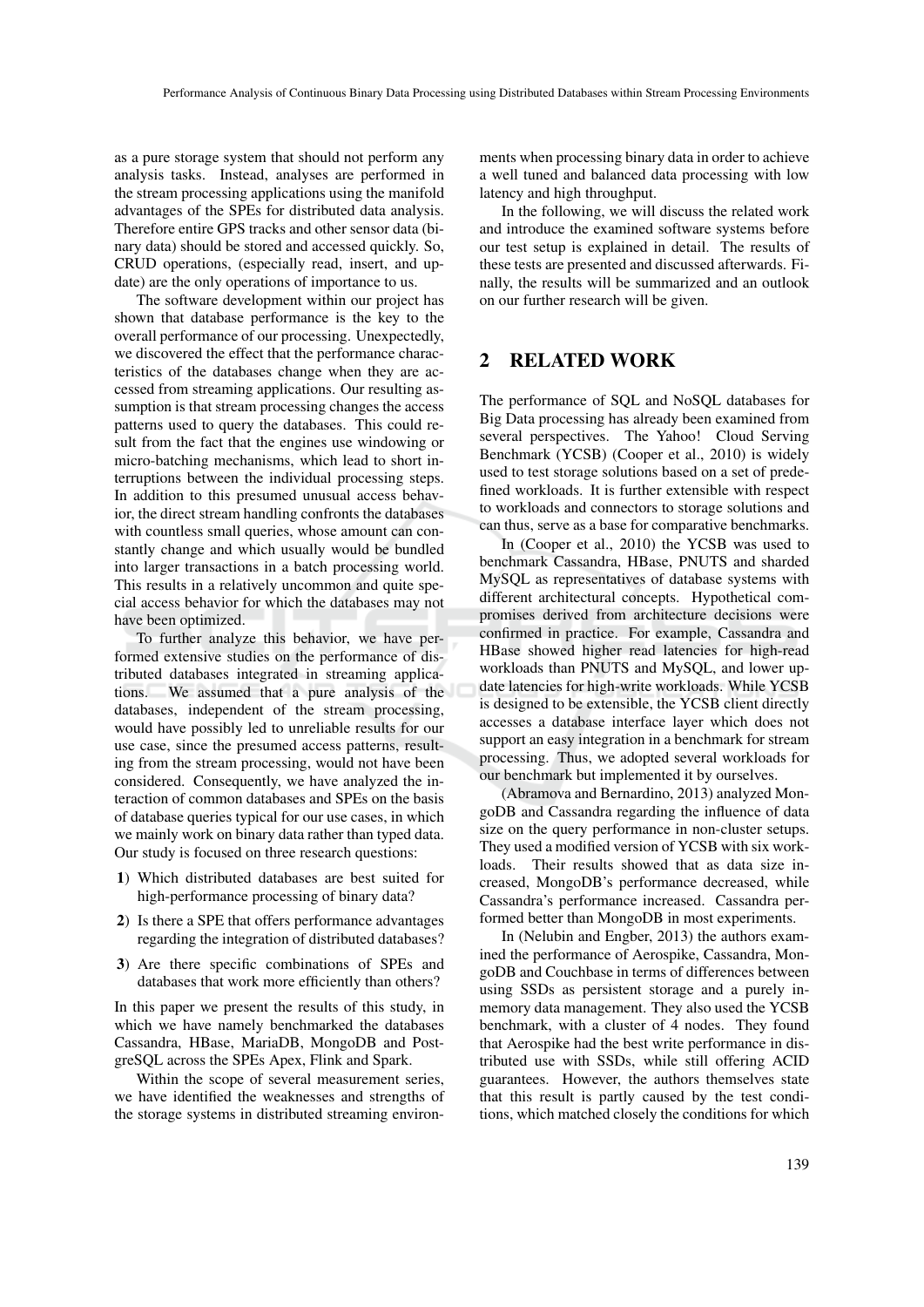as a pure storage system that should not perform any analysis tasks. Instead, analyses are performed in the stream processing applications using the manifold advantages of the SPEs for distributed data analysis. Therefore entire GPS tracks and other sensor data (binary data) should be stored and accessed quickly. So, CRUD operations, (especially read, insert, and update) are the only operations of importance to us.

The software development within our project has shown that database performance is the key to the overall performance of our processing. Unexpectedly, we discovered the effect that the performance characteristics of the databases change when they are accessed from streaming applications. Our resulting assumption is that stream processing changes the access patterns used to query the databases. This could result from the fact that the engines use windowing or micro-batching mechanisms, which lead to short interruptions between the individual processing steps. In addition to this presumed unusual access behavior, the direct stream handling confronts the databases with countless small queries, whose amount can constantly change and which usually would be bundled into larger transactions in a batch processing world. This results in a relatively uncommon and quite special access behavior for which the databases may not have been optimized.

To further analyze this behavior, we have performed extensive studies on the performance of distributed databases integrated in streaming applications. We assumed that a pure analysis of the databases, independent of the stream processing, would have possibly led to unreliable results for our use case, since the presumed access patterns, resulting from the stream processing, would not have been considered. Consequently, we have analyzed the interaction of common databases and SPEs on the basis of database queries typical for our use cases, in which we mainly work on binary data rather than typed data. Our study is focused on three research questions:

1) Which distributed databases are best suited for high-performance processing of binary data?
2) Is there a SPE that offers performance advantages regarding the integration of distributed databases?
3) Are there specific combinations of SPEs and databases that work more efficiently than others?

In this paper we present the results of this study, in which we have namely benchmarked the databases Cassandra, HBase, MariaDB, MongoDB and PostgreSQL across the SPEs Apex, Flink and Spark.

Within the scope of several measurement series, we have identified the weaknesses and strengths of the storage systems in distributed streaming environments when processing binary data in order to achieve a well tuned and balanced data processing with low latency and high throughput.

In the following, we will discuss the related work and introduce the examined software systems before our test setup is explained in detail. The results of these tests are presented and discussed afterwards. Finally, the results will be summarized and an outlook on our further research will be given.

## 2 RELATED WORK

The performance of SQL and NoSQL databases for Big Data processing has already been examined from several perspectives. The Yahoo! Cloud Serving Benchmark (YCSB) (Cooper et al., 2010) is widely used to test storage solutions based on a set of predefined workloads. It is further extensible with respect to workloads and connectors to storage solutions and can thus, serve as a base for comparative benchmarks.

In (Cooper et al., 2010) the YCSB was used to benchmark Cassandra, HBase, PNUTS and sharded MySQL as representatives of database systems with different architectural concepts. Hypothetical compromises derived from architecture decisions were confirmed in practice. For example, Cassandra and HBase showed higher read latencies for high-read workloads than PNUTS and MySQL, and lower update latencies for high-write workloads. While YCSB is designed to be extensible, the YCSB client directly accesses a database interface layer which does not support an easy integration in a benchmark for stream processing. Thus, we adopted several workloads for our benchmark but implemented it by ourselves.

(Abramova and Bernardino, 2013) analyzed MongoDB and Cassandra regarding the influence of data size on the query performance in non-cluster setups. They used a modified version of YCSB with six workloads. Their results showed that as data size increased, MongoDB's performance decreased, while Cassandra's performance increased. Cassandra performed better than MongoDB in most experiments.

In (Nelubin and Engber, 2013) the authors examined the performance of Aerospike, Cassandra, MongoDB and Couchbase in terms of differences between using SSDs as persistent storage and a purely in-memory data management. They also used the YCSB benchmark, with a cluster of 4 nodes. They found that Aerospike had the best write performance in distributed use with SSDs, while still offering ACID guarantees. However, the authors themselves state that this result is partly caused by the test conditions, which matched closely the conditions for which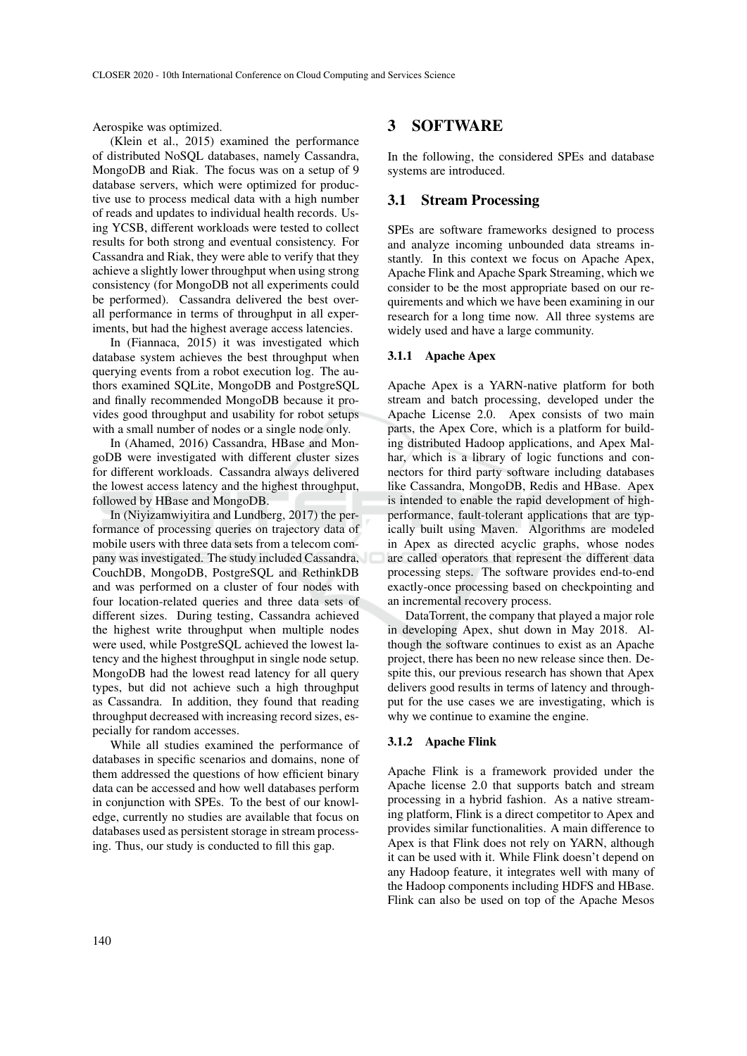Aerospike was optimized.

(Klein et al., 2015) examined the performance of distributed NoSQL databases, namely Cassandra, MongoDB and Riak. The focus was on a setup of 9 database servers, which were optimized for productive use to process medical data with a high number of reads and updates to individual health records. Using YCSB, different workloads were tested to collect results for both strong and eventual consistency. For Cassandra and Riak, they were able to verify that they achieve a slightly lower throughput when using strong consistency (for MongoDB not all experiments could be performed). Cassandra delivered the best overall performance in terms of throughput in all experiments, but had the highest average access latencies.

In (Fiannaca, 2015) it was investigated which database system achieves the best throughput when querying events from a robot execution log. The authors examined SQLite, MongoDB and PostgreSQL and finally recommended MongoDB because it provides good throughput and usability for robot setups with a small number of nodes or a single node only.

In (Ahamed, 2016) Cassandra, HBase and MongoDB were investigated with different cluster sizes for different workloads. Cassandra always delivered the lowest access latency and the highest throughput, followed by HBase and MongoDB.

In (Niyizamwiyitira and Lundberg, 2017) the performance of processing queries on trajectory data of mobile users with three data sets from a telecom company was investigated. The study included Cassandra, CouchDB, MongoDB, PostgreSQL and RethinkDB and was performed on a cluster of four nodes with four location-related queries and three data sets of different sizes. During testing, Cassandra achieved the highest write throughput when multiple nodes were used, while PostgreSQL achieved the lowest latency and the highest throughput in single node setup. MongoDB had the lowest read latency for all query types, but did not achieve such a high throughput as Cassandra. In addition, they found that reading throughput decreased with increasing record sizes, especially for random accesses.

While all studies examined the performance of databases in specific scenarios and domains, none of them addressed the questions of how efficient binary data can be accessed and how well databases perform in conjunction with SPEs. To the best of our knowledge, currently no studies are available that focus on databases used as persistent storage in stream processing. Thus, our study is conducted to fill this gap.

# 3 SOFTWARE

In the following, the considered SPEs and database systems are introduced.

## 3.1 Stream Processing

SPEs are software frameworks designed to process and analyze incoming unbounded data streams instantly. In this context we focus on Apache Apex, Apache Flink and Apache Spark Streaming, which we consider to be the most appropriate based on our requirements and which we have been examining in our research for a long time now. All three systems are widely used and have a large community.

### 3.1.1 Apache Apex

Apache Apex is a YARN-native platform for both stream and batch processing, developed under the Apache License 2.0. Apex consists of two main parts, the Apex Core, which is a platform for building distributed Hadoop applications, and Apex Malhar, which is a library of logic functions and connectors for third party software including databases like Cassandra, MongoDB, Redis and HBase. Apex is intended to enable the rapid development of high-performance, fault-tolerant applications that are typically built using Maven. Algorithms are modeled in Apex as directed acyclic graphs, whose nodes are called operators that represent the different data processing steps. The software provides end-to-end exactly-once processing based on checkpointing and an incremental recovery process.

DataTorrent, the company that played a major role in developing Apex, shut down in May 2018. Although the software continues to exist as an Apache project, there has been no new release since then. Despite this, our previous research has shown that Apex delivers good results in terms of latency and throughput for the use cases we are investigating, which is why we continue to examine the engine.

### 3.1.2 Apache Flink

Apache Flink is a framework provided under the Apache license 2.0 that supports batch and stream processing in a hybrid fashion. As a native streaming platform, Flink is a direct competitor to Apex and provides similar functionalities. A main difference to Apex is that Flink does not rely on YARN, although it can be used with it. While Flink doesn't depend on any Hadoop feature, it integrates well with many of the Hadoop components including HDFS and HBase. Flink can also be used on top of the Apache Mesos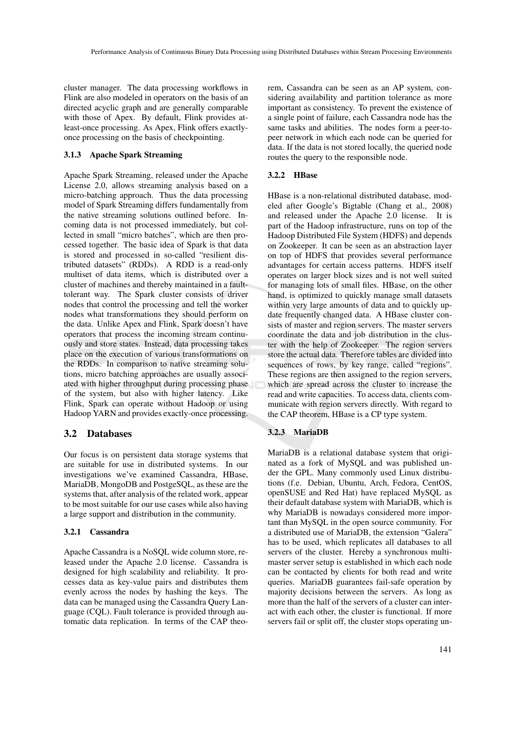cluster manager. The data processing workflows in Flink are also modeled in operators on the basis of an directed acyclic graph and are generally comparable with those of Apex. By default, Flink provides at-least-once processing. As Apex, Flink offers exactly-once processing on the basis of checkpointing.

#### 3.1.3 Apache Spark Streaming

Apache Spark Streaming, released under the Apache License 2.0, allows streaming analysis based on a micro-batching approach. Thus the data processing model of Spark Streaming differs fundamentally from the native streaming solutions outlined before. Incoming data is not processed immediately, but collected in small "micro batches", which are then processed together. The basic idea of Spark is that data is stored and processed in so-called "resilient distributed datasets" (RDDs). A RDD is a read-only multiset of data items, which is distributed over a cluster of machines and thereby maintained in a fault-tolerant way. The Spark cluster consists of driver nodes that control the processing and tell the worker nodes what transformations they should perform on the data. Unlike Apex and Flink, Spark doesn't have operators that process the incoming stream continuously and store states. Instead, data processing takes place on the execution of various transformations on the RDDs. In comparison to native streaming solutions, micro batching approaches are usually associated with higher throughput during processing phase of the system, but also with higher latency. Like Flink, Spark can operate without Hadoop or using Hadoop YARN and provides exactly-once processing.

### 3.2 Databases

Our focus is on persistent data storage systems that are suitable for use in distributed systems. In our investigations we've examined Cassandra, HBase, MariaDB, MongoDB and PostgeSQL, as these are the systems that, after analysis of the related work, appear to be most suitable for our use cases while also having a large support and distribution in the community.

#### 3.2.1 Cassandra

Apache Cassandra is a NoSQL wide column store, released under the Apache 2.0 license. Cassandra is designed for high scalability and reliability. It processes data as key-value pairs and distributes them evenly across the nodes by hashing the keys. The data can be managed using the Cassandra Query Language (CQL). Fault tolerance is provided through automatic data replication. In terms of the CAP theorem, Cassandra can be seen as an AP system, considering availability and partition tolerance as more important as consistency. To prevent the existence of a single point of failure, each Cassandra node has the same tasks and abilities. The nodes form a peer-to-peer network in which each node can be queried for data. If the data is not stored locally, the queried node routes the query to the responsible node.

#### 3.2.2 HBase

HBase is a non-relational distributed database, modeled after Google's Bigtable (Chang et al., 2008) and released under the Apache 2.0 license. It is part of the Hadoop infrastructure, runs on top of the Hadoop Distributed File System (HDFS) and depends on Zookeeper. It can be seen as an abstraction layer on top of HDFS that provides several performance advantages for certain access patterns. HDFS itself operates on larger block sizes and is not well suited for managing lots of small files. HBase, on the other hand, is optimized to quickly manage small datasets within very large amounts of data and to quickly update frequently changed data. A HBase cluster consists of master and region servers. The master servers coordinate the data and job distribution in the cluster with the help of Zookeeper. The region servers store the actual data. Therefore tables are divided into sequences of rows, by key range, called "regions". These regions are then assigned to the region servers, which are spread across the cluster to increase the read and write capacities. To access data, clients communicate with region servers directly. With regard to the CAP theorem, HBase is a CP type system.

#### 3.2.3 MariaDB

MariaDB is a relational database system that originated as a fork of MySQL and was published under the GPL. Many commonly used Linux distributions (f.e. Debian, Ubuntu, Arch, Fedora, CentOS, openSUSE and Red Hat) have replaced MySQL as their default database system with MariaDB, which is why MariaDB is nowadays considered more important than MySQL in the open source community. For a distributed use of MariaDB, the extension "Galera" has to be used, which replicates all databases to all servers of the cluster. Hereby a synchronous multi-master server setup is established in which each node can be contacted by clients for both read and write queries. MariaDB guarantees fail-safe operation by majority decisions between the servers. As long as more than the half of the servers of a cluster can interact with each other, the cluster is functional. If more servers fail or split off, the cluster stops operating un-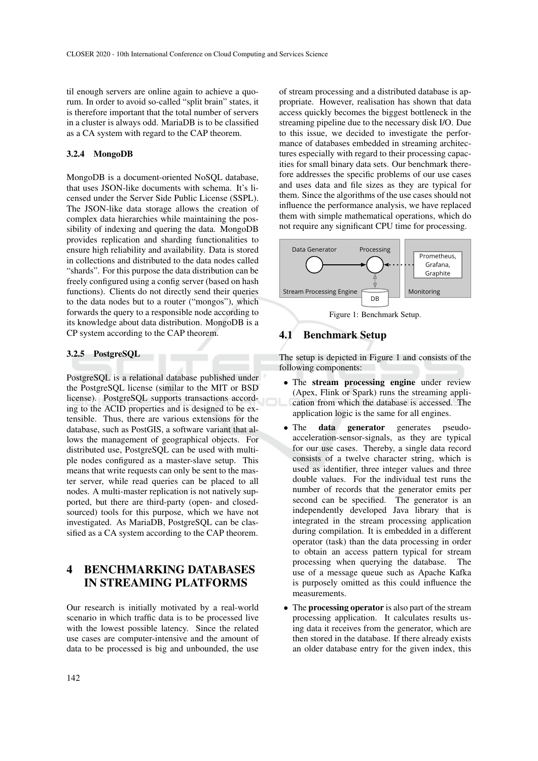til enough servers are online again to achieve a quorum. In order to avoid so-called "split brain" states, it is therefore important that the total number of servers in a cluster is always odd. MariaDB is to be classified as a CA system with regard to the CAP theorem.

#### 3.2.4 MongoDB

MongoDB is a document-oriented NoSQL database, that uses JSON-like documents with schema. It's licensed under the Server Side Public License (SSPL). The JSON-like data storage allows the creation of complex data hierarchies while maintaining the possibility of indexing and quering the data. MongoDB provides replication and sharding functionalities to ensure high reliability and availability. Data is stored in collections and distributed to the data nodes called "shards". For this purpose the data distribution can be freely configured using a config server (based on hash functions). Clients do not directly send their queries to the data nodes but to a router ("mongos"), which forwards the query to a responsible node according to its knowledge about data distribution. MongoDB is a CP system according to the CAP theorem.

#### 3.2.5 PostgreSQL

PostgreSQL is a relational database published under the PostgreSQL license (similar to the MIT or BSD license). PostgreSQL supports transactions according to the ACID properties and is designed to be extensible. Thus, there are various extensions for the database, such as PostGIS, a software variant that allows the management of geographical objects. For distributed use, PostgreSQL can be used with multiple nodes configured as a master-slave setup. This means that write requests can only be sent to the master server, while read queries can be placed to all nodes. A multi-master replication is not natively supported, but there are third-party (open- and closed-sourced) tools for this purpose, which we have not investigated. As MariaDB, PostgreSQL can be classified as a CA system according to the CAP theorem.

## 4 BENCHMARKING DATABASES IN STREAMING PLATFORMS

Our research is initially motivated by a real-world scenario in which traffic data is to be processed live with the lowest possible latency. Since the related use cases are computer-intensive and the amount of data to be processed is big and unbounded, the use of stream processing and a distributed database is appropriate. However, realisation has shown that data access quickly becomes the biggest bottleneck in the streaming pipeline due to the necessary disk I/O. Due to this issue, we decided to investigate the performance of databases embedded in streaming architectures especially with regard to their processing capacities for small binary data sets. Our benchmark therefore addresses the specific problems of our use cases and uses data and file sizes as they are typical for them. Since the algorithms of the use cases should not influence the performance analysis, we have replaced them with simple mathematical operations, which do not require any significant CPU time for processing.

Data Generator | Processing | Prometheus, Grafana, Graphite | Stream Processing Engine | DB | Monitoring

Figure 1: Benchmark Setup.

### 4.1 Benchmark Setup

The setup is depicted in Figure 1 and consists of the following components:

- The **stream processing engine** under review (Apex, Flink or Spark) runs the streaming application from which the database is accessed. The application logic is the same for all engines.
- The **data generator** generates pseudo-acceleration-sensor-signals, as they are typical for our use cases. Thereby, a single data record consists of a twelve character string, which is used as identifier, three integer values and three double values. For the individual test runs the number of records that the generator emits per second can be specified. The generator is an independently developed Java library that is integrated in the stream processing application during compilation. It is embedded in a different operator (task) than the data processing in order to obtain an access pattern typical for stream processing when querying the database. The use of a message queue such as Apache Kafka is purposely omitted as this could influence the measurements.
- The **processing operator** is also part of the stream processing application. It calculates results using data it receives from the generator, which are then stored in the database. If there already exists an older database entry for the given index, this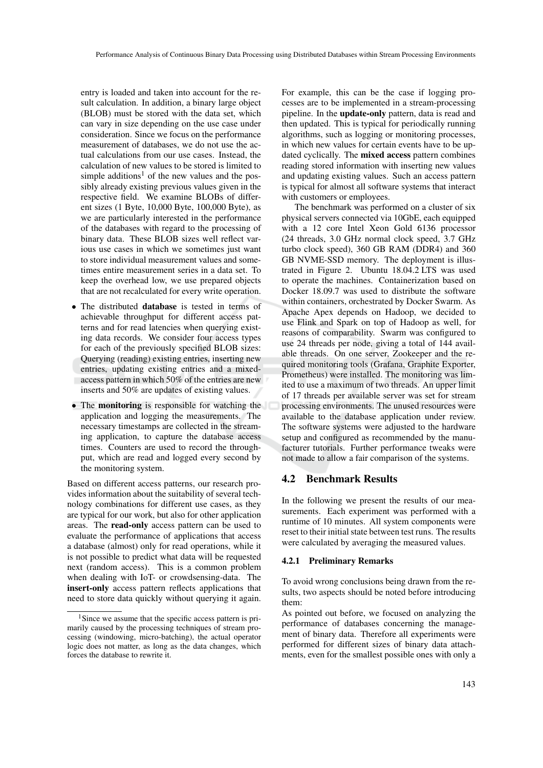entry is loaded and taken into account for the result calculation. In addition, a binary large object (BLOB) must be stored with the data set, which can vary in size depending on the use case under consideration. Since we focus on the performance measurement of databases, we do not use the actual calculations from our use cases. Instead, the calculation of new values to be stored is limited to simple additions[1] of the new values and the possibly already existing previous values given in the respective field. We examine BLOBs of different sizes (1 Byte, 10,000 Byte, 100,000 Byte), as we are particularly interested in the performance of the databases with regard to the processing of binary data. These BLOB sizes well reflect various use cases in which we sometimes just want to store individual measurement values and sometimes entire measurement series in a data set. To keep the overhead low, we use prepared objects that are not recalculated for every write operation.

- The distributed **database** is tested in terms of achievable throughput for different access patterns and for read latencies when querying existing data records. We consider four access types for each of the previously specified BLOB sizes: Querying (reading) existing entries, inserting new entries, updating existing entries and a mixed-access pattern in which 50% of the entries are new inserts and 50% are updates of existing values.
- The **monitoring** is responsible for watching the application and logging the measurements. The necessary timestamps are collected in the streaming application, to capture the database access times. Counters are used to record the throughput, which are read and logged every second by the monitoring system.

Based on different access patterns, our research provides information about the suitability of several technology combinations for different use cases, as they are typical for our work, but also for other application areas. The **read-only** access pattern can be used to evaluate the performance of applications that access a database (almost) only for read operations, while it is not possible to predict what data will be requested next (random access). This is a common problem when dealing with IoT- or crowdsensing-data. The **insert-only** access pattern reflects applications that need to store data quickly without querying it again. For example, this can be the case if logging processes are to be implemented in a stream-processing pipeline. In the **update-only** pattern, data is read and then updated. This is typical for periodically running algorithms, such as logging or monitoring processes, in which new values for certain events have to be updated cyclically. The **mixed access** pattern combines reading stored information with inserting new values and updating existing values. Such an access pattern is typical for almost all software systems that interact with customers or employees.

The benchmark was performed on a cluster of six physical servers connected via 10GbE, each equipped with a 12 core Intel Xeon Gold 6136 processor (24 threads, 3.0 GHz normal clock speed, 3.7 GHz turbo clock speed), 360 GB RAM (DDR4) and 360 GB NVME-SSD memory. The deployment is illustrated in Figure 2. Ubuntu 18.04.2 LTS was used to operate the machines. Containerization based on Docker 18.09.7 was used to distribute the software within containers, orchestrated by Docker Swarm. As Apache Apex depends on Hadoop, we decided to use Flink and Spark on top of Hadoop as well, for reasons of comparability. Swarm was configured to use 24 threads per node, giving a total of 144 available threads. On one server, Zookeeper and the required monitoring tools (Grafana, Graphite Exporter, Prometheus) were installed. The monitoring was limited to use a maximum of two threads. An upper limit of 17 threads per available server was set for stream processing environments. The unused resources were available to the database application under review. The software systems were adjusted to the hardware setup and configured as recommended by the manufacturer tutorials. Further performance tweaks were not made to allow a fair comparison of the systems.

## 4.2 Benchmark Results

In the following we present the results of our measurements. Each experiment was performed with a runtime of 10 minutes. All system components were reset to their initial state between test runs. The results were calculated by averaging the measured values.

#### 4.2.1 Preliminary Remarks

To avoid wrong conclusions being drawn from the results, two aspects should be noted before introducing them:

As pointed out before, we focused on analyzing the performance of databases concerning the management of binary data. Therefore all experiments were performed for different sizes of binary data attachments, even for the smallest possible ones with only a

[1] Since we assume that the specific access pattern is primarily caused by the processing techniques of stream processing (windowing, micro-batching), the actual operator logic does not matter, as long as the data changes, which forces the database to rewrite it.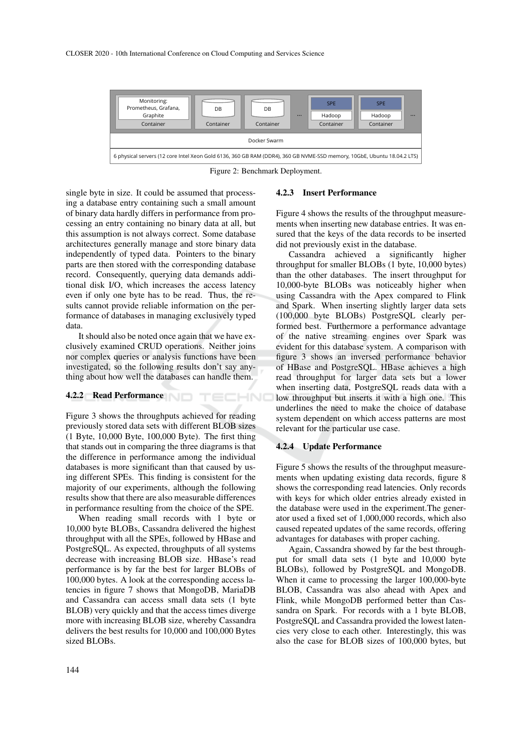| Monitoring: Prometheus, Grafana, Graphite<br>Container | DB<br>Container | DB<br>Container | ... | SPE<br>Hadoop<br>Container | SPE<br>Hadoop<br>Container | ... |
|---|---|---|---|---|---|---|
| Docker Swarm | | | | | | |
| 6 physical servers (12 core Intel Xeon Gold 6136, 360 GB RAM (DDR4), 360 GB NVME-SSD memory, 10GbE, Ubuntu 18.04.2 LTS) | | | | | | |

Figure 2: Benchmark Deployment.

single byte in size. It could be assumed that processing a database entry containing such a small amount of binary data hardly differs in performance from processing an entry containing no binary data at all, but this assumption is not always correct. Some database architectures generally manage and store binary data independently of typed data. Pointers to the binary parts are then stored with the corresponding database record. Consequently, querying data demands additional disk I/O, which increases the access latency even if only one byte has to be read. Thus, the results cannot provide reliable information on the performance of databases in managing exclusively typed data.

It should also be noted once again that we have exclusively examined CRUD operations. Neither joins nor complex queries or analysis functions have been investigated, so the following results don't say anything about how well the databases can handle them.

#### 4.2.2 Read Performance

Figure 3 shows the throughputs achieved for reading previously stored data sets with different BLOB sizes (1 Byte, 10,000 Byte, 100,000 Byte). The first thing that stands out in comparing the three diagrams is that the difference in performance among the individual databases is more significant than that caused by using different SPEs. This finding is consistent for the majority of our experiments, although the following results show that there are also measurable differences in performance resulting from the choice of the SPE.

When reading small records with 1 byte or 10,000 byte BLOBs, Cassandra delivered the highest throughput with all the SPEs, followed by HBase and PostgreSQL. As expected, throughputs of all systems decrease with increasing BLOB size. HBase's read performance is by far the best for larger BLOBs of 100,000 bytes. A look at the corresponding access latencies in figure 7 shows that MongoDB, MariaDB and Cassandra can access small data sets (1 byte BLOB) very quickly and that the access times diverge more with increasing BLOB size, whereby Cassandra delivers the best results for 10,000 and 100,000 Bytes sized BLOBs.

#### 4.2.3 Insert Performance

Figure 4 shows the results of the throughput measurements when inserting new database entries. It was ensured that the keys of the data records to be inserted did not previously exist in the database.

Cassandra achieved a significantly higher throughput for smaller BLOBs (1 byte, 10,000 bytes) than the other databases. The insert throughput for 10,000-byte BLOBs was noticeably higher when using Cassandra with the Apex compared to Flink and Spark. When inserting slightly larger data sets (100,000 byte BLOBs) PostgreSQL clearly performed best. Furthermore a performance advantage of the native streaming engines over Spark was evident for this database system. A comparison with figure 3 shows an inversed performance behavior of HBase and PostgreSQL. HBase achieves a high read throughput for larger data sets but a lower when inserting data, PostgreSQL reads data with a low throughput but inserts it with a high one. This underlines the need to make the choice of database system dependent on which access patterns are most relevant for the particular use case.

#### 4.2.4 Update Performance

Figure 5 shows the results of the throughput measurements when updating existing data records, figure 8 shows the corresponding read latencies. Only records with keys for which older entries already existed in the database were used in the experiment.The generator used a fixed set of 1,000,000 records, which also caused repeated updates of the same records, offering advantages for databases with proper caching.

Again, Cassandra showed by far the best throughput for small data sets (1 byte and 10,000 byte BLOBs), followed by PostgreSQL and MongoDB. When it came to processing the larger 100,000-byte BLOB, Cassandra was also ahead with Apex and Flink, while MongoDB performed better than Cassandra on Spark. For records with a 1 byte BLOB, PostgreSQL and Cassandra provided the lowest latencies very close to each other. Interestingly, this was also the case for BLOB sizes of 100,000 bytes, but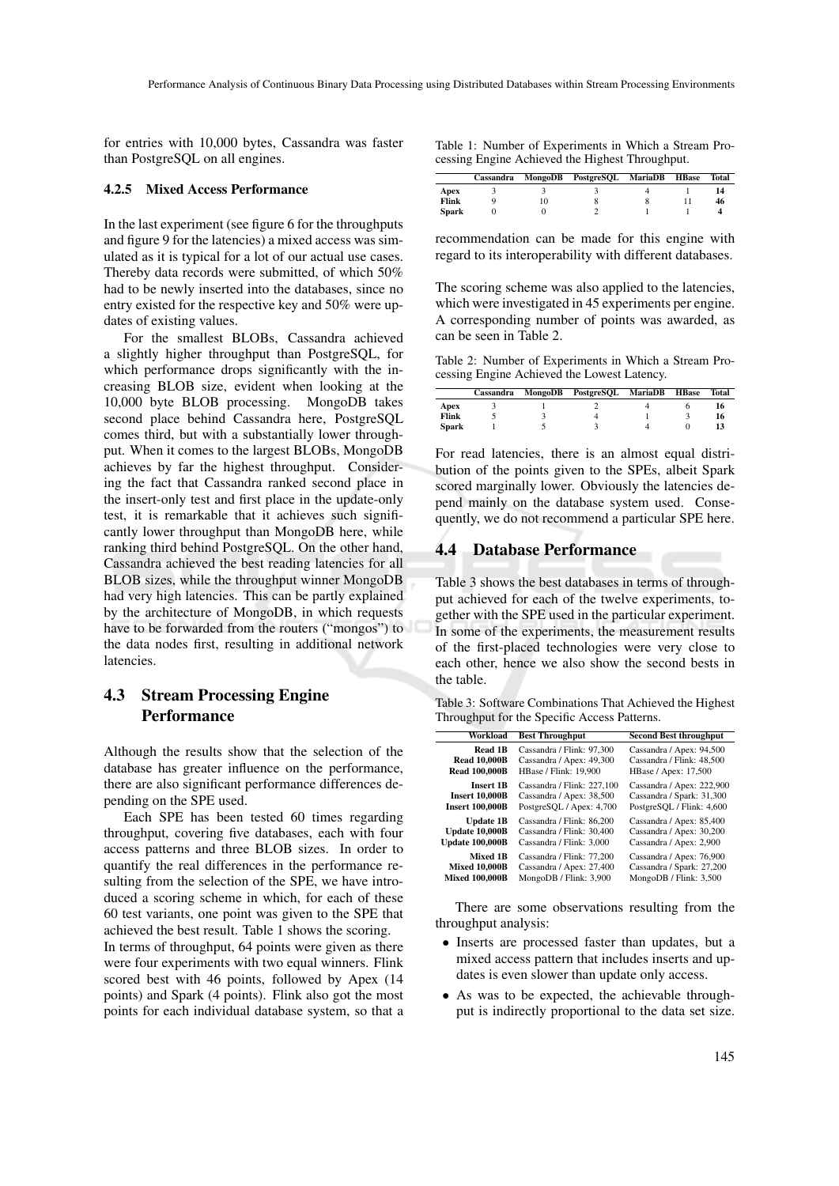for entries with 10,000 bytes, Cassandra was faster than PostgreSQL on all engines.

#### 4.2.5 Mixed Access Performance

In the last experiment (see figure 6 for the throughputs and figure 9 for the latencies) a mixed access was simulated as it is typical for a lot of our actual use cases. Thereby data records were submitted, of which 50% had to be newly inserted into the databases, since no entry existed for the respective key and 50% were updates of existing values.

For the smallest BLOBs, Cassandra achieved a slightly higher throughput than PostgreSQL, for which performance drops significantly with the increasing BLOB size, evident when looking at the 10,000 byte BLOB processing. MongoDB takes second place behind Cassandra here, PostgreSQL comes third, but with a substantially lower throughput. When it comes to the largest BLOBs, MongoDB achieves by far the highest throughput. Considering the fact that Cassandra ranked second place in the insert-only test and first place in the update-only test, it is remarkable that it achieves such significantly lower throughput than MongoDB here, while ranking third behind PostgreSQL. On the other hand, Cassandra achieved the best reading latencies for all BLOB sizes, while the throughput winner MongoDB had very high latencies. This can be partly explained by the architecture of MongoDB, in which requests have to be forwarded from the routers ("mongos") to the data nodes first, resulting in additional network latencies.

### 4.3 Stream Processing Engine Performance

Although the results show that the selection of the database has greater influence on the performance, there are also significant performance differences depending on the SPE used.

Each SPE has been tested 60 times regarding throughput, covering five databases, each with four access patterns and three BLOB sizes. In order to quantify the real differences in the performance resulting from the selection of the SPE, we have introduced a scoring scheme in which, for each of these 60 test variants, one point was given to the SPE that achieved the best result. Table 1 shows the scoring.

In terms of throughput, 64 points were given as there were four experiments with two equal winners. Flink scored best with 46 points, followed by Apex (14 points) and Spark (4 points). Flink also got the most points for each individual database system, so that a

Table 1: Number of Experiments in Which a Stream Processing Engine Achieved the Highest Throughput.

| | Cassandra | MongoDB | PostgreSQL | MariaDB | HBase | Total |
|---|---|---|---|---|---|---|
| **Apex** | 3 | 3 | 3 | 4 | 1 | **14** |
| **Flink** | 9 | 10 | 8 | 8 | 11 | **46** |
| **Spark** | 0 | 0 | 2 | 1 | 1 | **4** |

recommendation can be made for this engine with regard to its interoperability with different databases.

The scoring scheme was also applied to the latencies, which were investigated in 45 experiments per engine. A corresponding number of points was awarded, as can be seen in Table 2.

Table 2: Number of Experiments in Which a Stream Processing Engine Achieved the Lowest Latency.

| | Cassandra | MongoDB | PostgreSQL | MariaDB | HBase | Total |
|---|---|---|---|---|---|---|
| **Apex** | 3 | 1 | 2 | 4 | 6 | **16** |
| **Flink** | 5 | 3 | 4 | 1 | 3 | **16** |
| **Spark** | 1 | 5 | 3 | 4 | 0 | **13** |

For read latencies, there is an almost equal distribution of the points given to the SPEs, albeit Spark scored marginally lower. Obviously the latencies depend mainly on the database system used. Consequently, we do not recommend a particular SPE here.

### 4.4 Database Performance

Table 3 shows the best databases in terms of throughput achieved for each of the twelve experiments, together with the SPE used in the particular experiment. In some of the experiments, the measurement results of the first-placed technologies were very close to each other, hence we also show the second bests in the table.

Table 3: Software Combinations That Achieved the Highest Throughput for the Specific Access Patterns.

| Workload | Best Throughput | Second Best throughput |
|---|---|---|
| **Read 1B** | Cassandra / Flink: 97,300 | Cassandra / Apex: 94,500 |
| **Read 10,000B** | Cassandra / Apex: 49,300 | Cassandra / Flink: 48,500 |
| **Read 100,000B** | HBase / Flink: 19,900 | HBase / Apex: 17,500 |
| **Insert 1B** | Cassandra / Flink: 227,100 | Cassandra / Apex: 222,900 |
| **Insert 10,000B** | Cassandra / Apex: 38,500 | Cassandra / Spark: 31,300 |
| **Insert 100,000B** | PostgreSQL / Apex: 4,700 | PostgreSQL / Flink: 4,600 |
| **Update 1B** | Cassandra / Flink: 86,200 | Cassandra / Apex: 85,400 |
| **Update 10,000B** | Cassandra / Flink: 30,400 | Cassandra / Apex: 30,200 |
| **Update 100,000B** | Cassandra / Flink: 3,000 | Cassandra / Apex: 2,900 |
| **Mixed 1B** | Cassandra / Flink: 77,200 | Cassandra / Apex: 76,900 |
| **Mixed 10,000B** | Cassandra / Apex: 27,400 | Cassandra / Spark: 27,200 |
| **Mixed 100,000B** | MongoDB / Flink: 3,900 | MongoDB / Flink: 3,500 |

There are some observations resulting from the throughput analysis:

- Inserts are processed faster than updates, but a mixed access pattern that includes inserts and updates is even slower than update only access.
- As was to be expected, the achievable throughput is indirectly proportional to the data set size.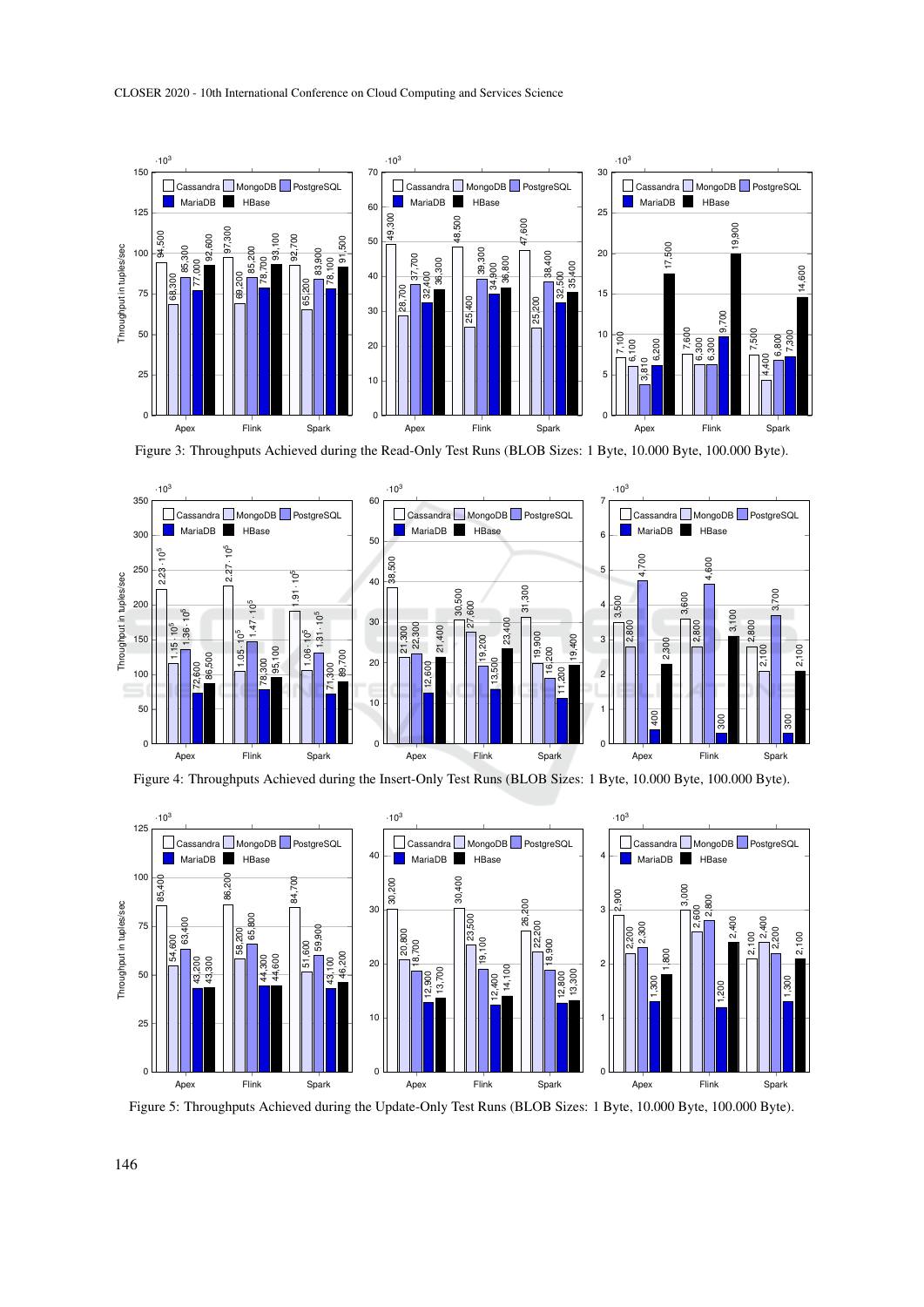Figure 3: Throughputs Achieved during the Read-Only Test Runs (BLOB Sizes: 1 Byte, 10.000 Byte, 100.000 Byte).

Figure 4: Throughputs Achieved during the Insert-Only Test Runs (BLOB Sizes: 1 Byte, 10.000 Byte, 100.000 Byte).

Figure 5: Throughputs Achieved during the Update-Only Test Runs (BLOB Sizes: 1 Byte, 10.000 Byte, 100.000 Byte).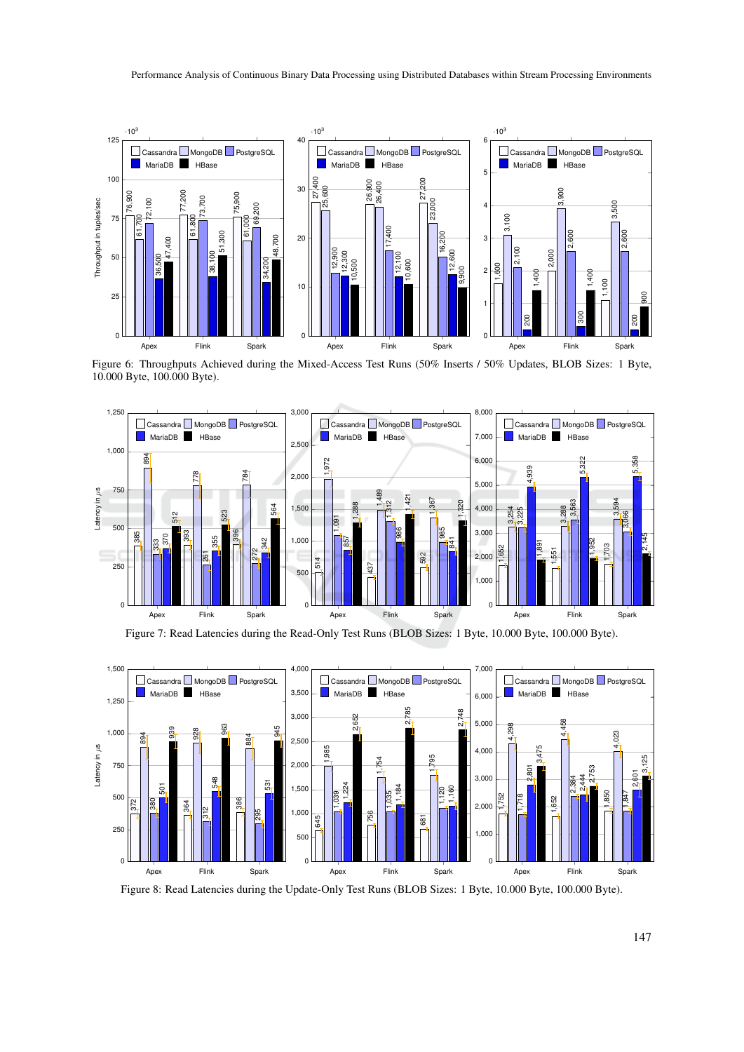Figure 6: Throughputs Achieved during the Mixed-Access Test Runs (50% Inserts / 50% Updates, BLOB Sizes: 1 Byte, 10.000 Byte, 100.000 Byte).

Figure 7: Read Latencies during the Read-Only Test Runs (BLOB Sizes: 1 Byte, 10.000 Byte, 100.000 Byte).

Figure 8: Read Latencies during the Update-Only Test Runs (BLOB Sizes: 1 Byte, 10.000 Byte, 100.000 Byte).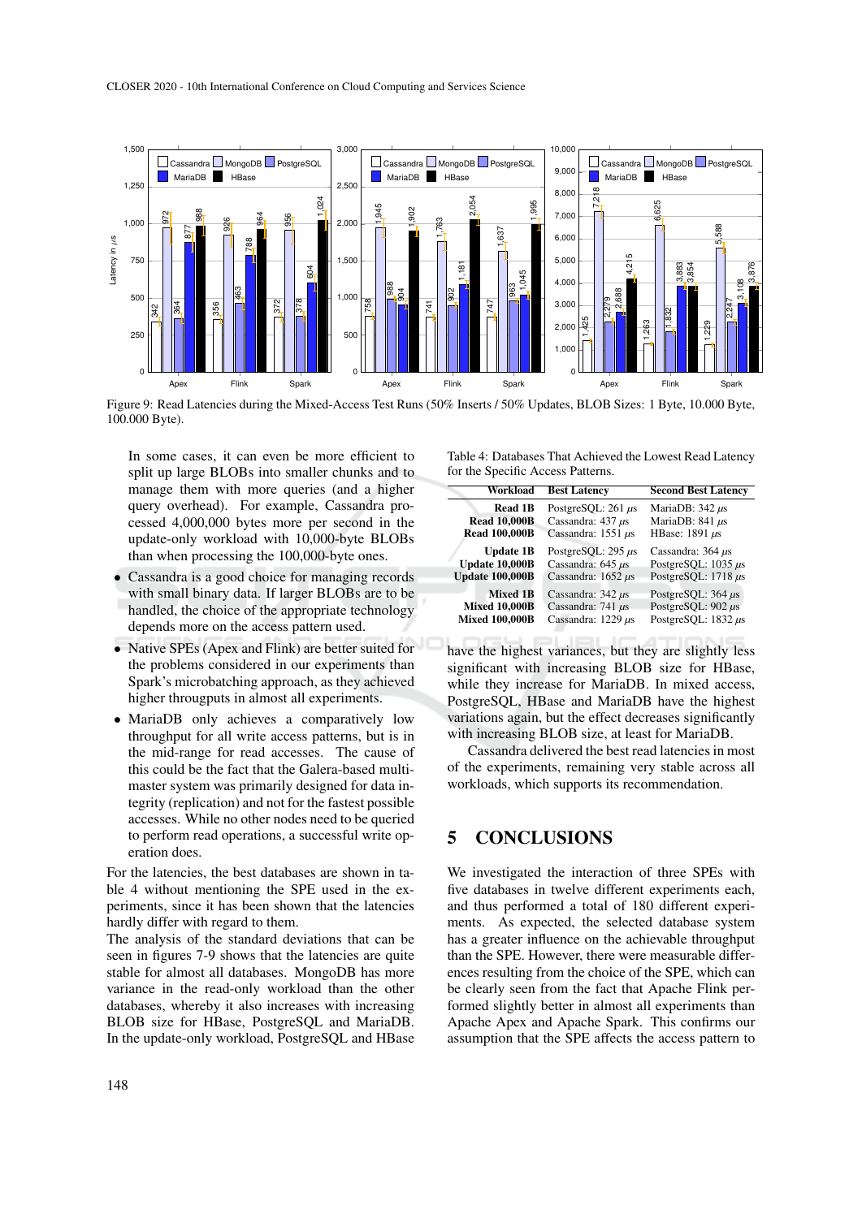Figure 9: Read Latencies during the Mixed-Access Test Runs (50% Inserts / 50% Updates, BLOB Sizes: 1 Byte, 10.000 Byte, 100.000 Byte).

In some cases, it can even be more efficient to split up large BLOBs into smaller chunks and to manage them with more queries (and a higher query overhead). For example, Cassandra processed 4,000,000 bytes more per second in the update-only workload with 10,000-byte BLOBs than when processing the 100,000-byte ones.

- Cassandra is a good choice for managing records with small binary data. If larger BLOBs are to be handled, the choice of the appropriate technology depends more on the access pattern used.
- Native SPEs (Apex and Flink) are better suited for the problems considered in our experiments than Spark's microbatching approach, as they achieved higher througputs in almost all experiments.
- MariaDB only achieves a comparatively low throughput for all write access patterns, but is in the mid-range for read accesses. The cause of this could be the fact that the Galera-based multi-master system was primarily designed for data integrity (replication) and not for the fastest possible accesses. While no other nodes need to be queried to perform read operations, a successful write operation does.

For the latencies, the best databases are shown in table 4 without mentioning the SPE used in the experiments, since it has been shown that the latencies hardly differ with regard to them.

The analysis of the standard deviations that can be seen in figures 7-9 shows that the latencies are quite stable for almost all databases. MongoDB has more variance in the read-only workload than the other databases, whereby it also increases with increasing BLOB size for HBase, PostgreSQL and MariaDB. In the update-only workload, PostgreSQL and HBase have the highest variances, but they are slightly less significant with increasing BLOB size for HBase, while they increase for MariaDB. In mixed access, PostgreSQL, HBase and MariaDB have the highest variations again, but the effect decreases significantly with increasing BLOB size, at least for MariaDB.

Table 4: Databases That Achieved the Lowest Read Latency for the Specific Access Patterns.

| Workload | Best Latency | Second Best Latency |
|---|---|---|
| Read 1B | PostgreSQL: 261 µs | MariaDB: 342 µs |
| Read 10,000B | Cassandra: 437 µs | MariaDB: 841 µs |
| Read 100,000B | Cassandra: 1551 µs | HBase: 1891 µs |
| Update 1B | PostgreSQL: 295 µs | Cassandra: 364 µs |
| Update 10,000B | Cassandra: 645 µs | PostgreSQL: 1035 µs |
| Update 100,000B | Cassandra: 1652 µs | PostgreSQL: 1718 µs |
| Mixed 1B | Cassandra: 342 µs | PostgreSQL: 364 µs |
| Mixed 10,000B | Cassandra: 741 µs | PostgreSQL: 902 µs |
| Mixed 100,000B | Cassandra: 1229 µs | PostgreSQL: 1832 µs |

Cassandra delivered the best read latencies in most of the experiments, remaining very stable across all workloads, which supports its recommendation.

## 5 CONCLUSIONS

We investigated the interaction of three SPEs with five databases in twelve different experiments each, and thus performed a total of 180 different experiments. As expected, the selected database system has a greater influence on the achievable throughput than the SPE. However, there were measurable differences resulting from the choice of the SPE, which can be clearly seen from the fact that Apache Flink performed slightly better in almost all experiments than Apache Apex and Apache Spark. This confirms our assumption that the SPE affects the access pattern to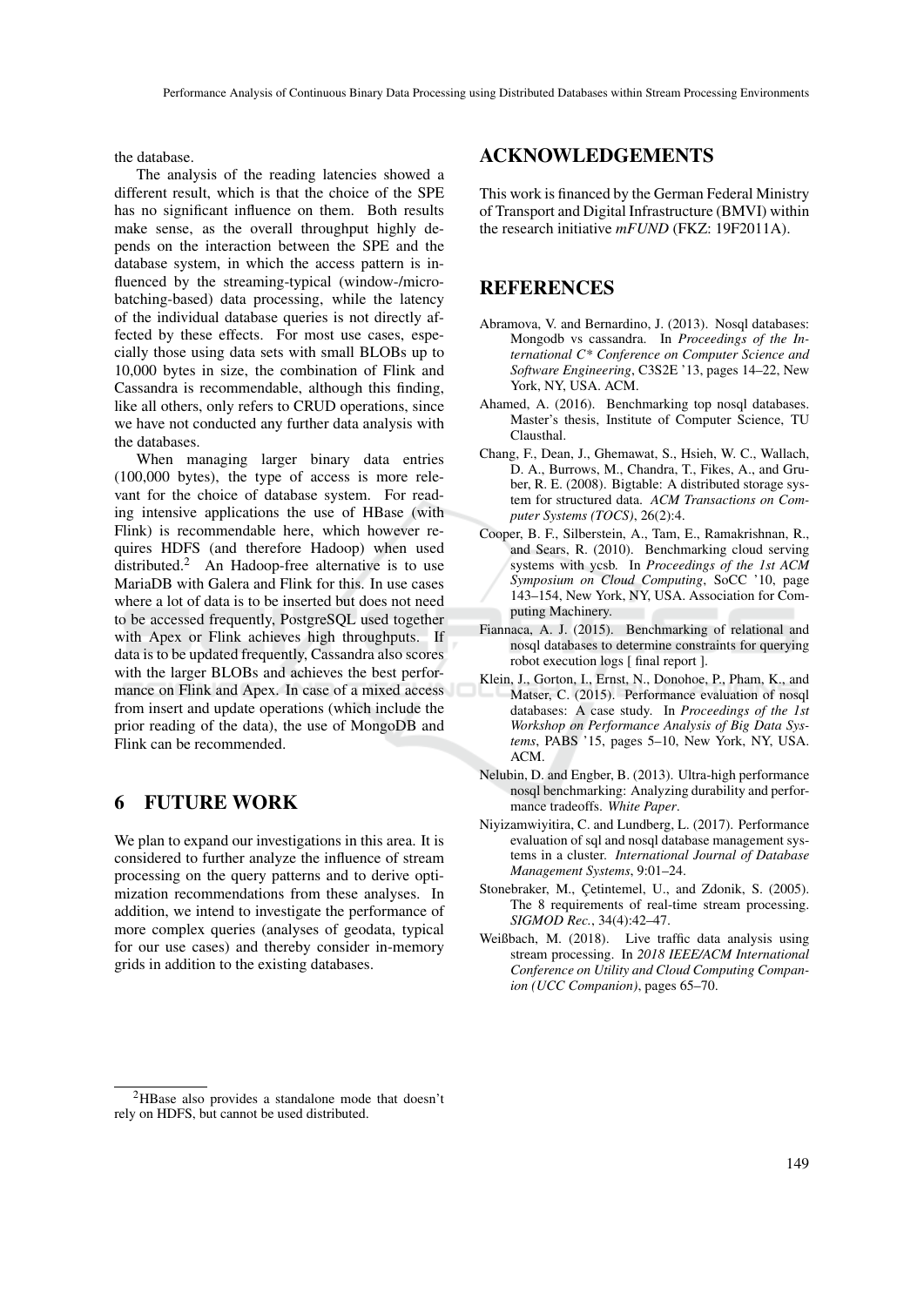the database.

The analysis of the reading latencies showed a different result, which is that the choice of the SPE has no significant influence on them. Both results make sense, as the overall throughput highly depends on the interaction between the SPE and the database system, in which the access pattern is influenced by the streaming-typical (window-/micro-batching-based) data processing, while the latency of the individual database queries is not directly affected by these effects. For most use cases, especially those using data sets with small BLOBs up to 10,000 bytes in size, the combination of Flink and Cassandra is recommendable, although this finding, like all others, only refers to CRUD operations, since we have not conducted any further data analysis with the databases.

When managing larger binary data entries (100,000 bytes), the type of access is more relevant for the choice of database system. For reading intensive applications the use of HBase (with Flink) is recommendable here, which however requires HDFS (and therefore Hadoop) when used distributed.[2] An Hadoop-free alternative is to use MariaDB with Galera and Flink for this. In use cases where a lot of data is to be inserted but does not need to be accessed frequently, PostgreSQL used together with Apex or Flink achieves high throughputs. If data is to be updated frequently, Cassandra also scores with the larger BLOBs and achieves the best performance on Flink and Apex. In case of a mixed access from insert and update operations (which include the prior reading of the data), the use of MongoDB and Flink can be recommended.

# 6 FUTURE WORK

We plan to expand our investigations in this area. It is considered to further analyze the influence of stream processing on the query patterns and to derive optimization recommendations from these analyses. In addition, we intend to investigate the performance of more complex queries (analyses of geodata, typical for our use cases) and thereby consider in-memory grids in addition to the existing databases.

[2]HBase also provides a standalone mode that doesn't rely on HDFS, but cannot be used distributed.

# ACKNOWLEDGEMENTS

This work is financed by the German Federal Ministry of Transport and Digital Infrastructure (BMVI) within the research initiative *mFUND* (FKZ: 19F2011A).

# REFERENCES

Abramova, V. and Bernardino, J. (2013). Nosql databases: Mongodb vs cassandra. In *Proceedings of the International C\* Conference on Computer Science and Software Engineering*, C3S2E '13, pages 14–22, New York, NY, USA. ACM.

Ahamed, A. (2016). Benchmarking top nosql databases. Master's thesis, Institute of Computer Science, TU Clausthal.

Chang, F., Dean, J., Ghemawat, S., Hsieh, W. C., Wallach, D. A., Burrows, M., Chandra, T., Fikes, A., and Gruber, R. E. (2008). Bigtable: A distributed storage system for structured data. *ACM Transactions on Computer Systems (TOCS)*, 26(2):4.

Cooper, B. F., Silberstein, A., Tam, E., Ramakrishnan, R., and Sears, R. (2010). Benchmarking cloud serving systems with ycsb. In *Proceedings of the 1st ACM Symposium on Cloud Computing*, SoCC '10, page 143–154, New York, NY, USA. Association for Computing Machinery.

Fiannaca, A. J. (2015). Benchmarking of relational and nosql databases to determine constraints for querying robot execution logs [ final report ].

Klein, J., Gorton, I., Ernst, N., Donohoe, P., Pham, K., and Matser, C. (2015). Performance evaluation of nosql databases: A case study. In *Proceedings of the 1st Workshop on Performance Analysis of Big Data Systems*, PABS '15, pages 5–10, New York, NY, USA. ACM.

Nelubin, D. and Engber, B. (2013). Ultra-high performance nosql benchmarking: Analyzing durability and performance tradeoffs. *White Paper*.

Niyizamwiyitira, C. and Lundberg, L. (2017). Performance evaluation of sql and nosql database management systems in a cluster. *International Journal of Database Management Systems*, 9:01–24.

Stonebraker, M., Çetintemel, U., and Zdonik, S. (2005). The 8 requirements of real-time stream processing. *SIGMOD Rec.*, 34(4):42–47.

Weißbach, M. (2018). Live traffic data analysis using stream processing. In *2018 IEEE/ACM International Conference on Utility and Cloud Computing Companion (UCC Companion)*, pages 65–70.